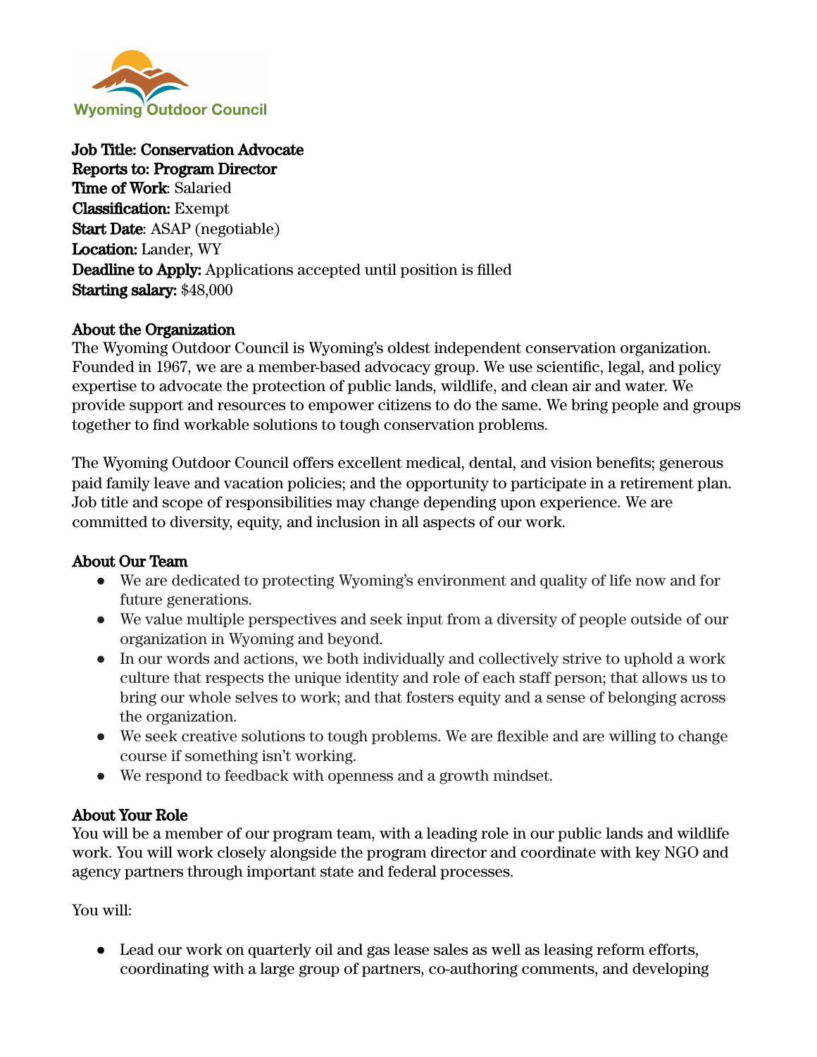Wyoming Outdoor Council

**Job Title: Conservation Advocate**
**Reports to: Program Director**
**Time of Work**: Salaried
**Classification:** Exempt
**Start Date**: ASAP (negotiable)
**Location:** Lander, WY
**Deadline to Apply:** Applications accepted until position is filled
**Starting salary:** $48,000

## About the Organization

The Wyoming Outdoor Council is Wyoming's oldest independent conservation organization. Founded in 1967, we are a member-based advocacy group. We use scientific, legal, and policy expertise to advocate the protection of public lands, wildlife, and clean air and water. We provide support and resources to empower citizens to do the same. We bring people and groups together to find workable solutions to tough conservation problems.

The Wyoming Outdoor Council offers excellent medical, dental, and vision benefits; generous paid family leave and vacation policies; and the opportunity to participate in a retirement plan. Job title and scope of responsibilities may change depending upon experience. We are committed to diversity, equity, and inclusion in all aspects of our work.

## About Our Team

- We are dedicated to protecting Wyoming's environment and quality of life now and for future generations.
- We value multiple perspectives and seek input from a diversity of people outside of our organization in Wyoming and beyond.
- In our words and actions, we both individually and collectively strive to uphold a work culture that respects the unique identity and role of each staff person; that allows us to bring our whole selves to work; and that fosters equity and a sense of belonging across the organization.
- We seek creative solutions to tough problems. We are flexible and are willing to change course if something isn't working.
- We respond to feedback with openness and a growth mindset.

## About Your Role

You will be a member of our program team, with a leading role in our public lands and wildlife work. You will work closely alongside the program director and coordinate with key NGO and agency partners through important state and federal processes.

You will:

- Lead our work on quarterly oil and gas lease sales as well as leasing reform efforts, coordinating with a large group of partners, co-authoring comments, and developing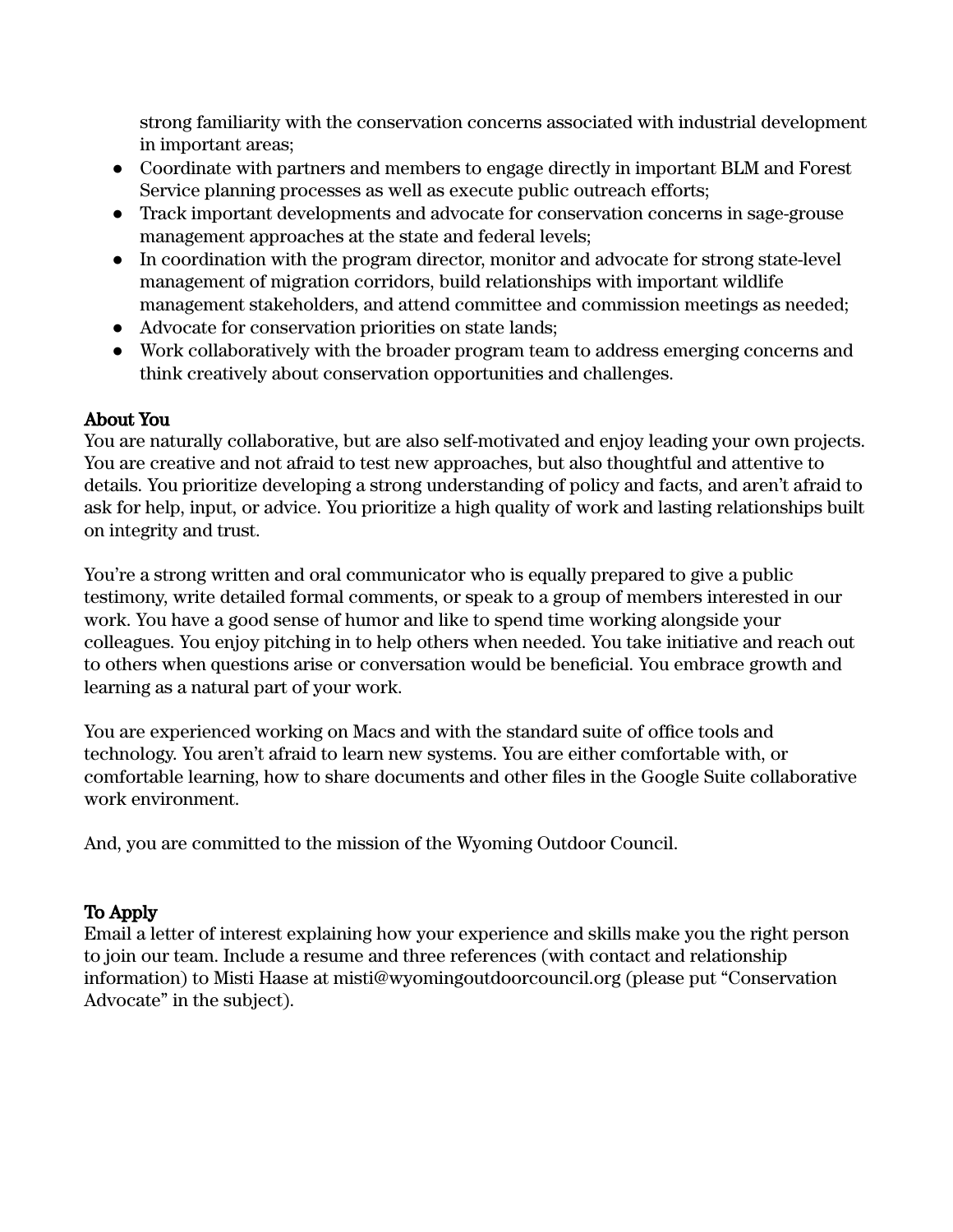strong familiarity with the conservation concerns associated with industrial development in important areas;

- Coordinate with partners and members to engage directly in important BLM and Forest Service planning processes as well as execute public outreach efforts;
- Track important developments and advocate for conservation concerns in sage-grouse management approaches at the state and federal levels;
- In coordination with the program director, monitor and advocate for strong state-level management of migration corridors, build relationships with important wildlife management stakeholders, and attend committee and commission meetings as needed;
- Advocate for conservation priorities on state lands;
- Work collaboratively with the broader program team to address emerging concerns and think creatively about conservation opportunities and challenges.

**About You**

You are naturally collaborative, but are also self-motivated and enjoy leading your own projects. You are creative and not afraid to test new approaches, but also thoughtful and attentive to details. You prioritize developing a strong understanding of policy and facts, and aren't afraid to ask for help, input, or advice. You prioritize a high quality of work and lasting relationships built on integrity and trust.

You're a strong written and oral communicator who is equally prepared to give a public testimony, write detailed formal comments, or speak to a group of members interested in our work. You have a good sense of humor and like to spend time working alongside your colleagues. You enjoy pitching in to help others when needed. You take initiative and reach out to others when questions arise or conversation would be beneficial. You embrace growth and learning as a natural part of your work.

You are experienced working on Macs and with the standard suite of office tools and technology. You aren't afraid to learn new systems. You are either comfortable with, or comfortable learning, how to share documents and other files in the Google Suite collaborative work environment.

And, you are committed to the mission of the Wyoming Outdoor Council.

**To Apply**

Email a letter of interest explaining how your experience and skills make you the right person to join our team. Include a resume and three references (with contact and relationship information) to Misti Haase at misti@wyomingoutdoorcouncil.org (please put "Conservation Advocate" in the subject).